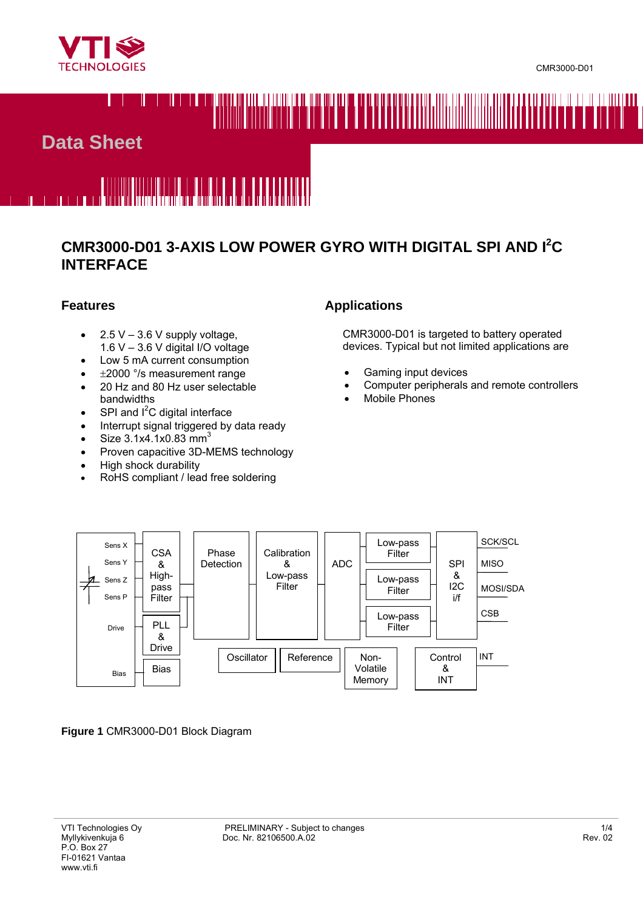# Data Sheet

## CMR3000-D01 3-AXIS LOW POWER GYRO WITH DIGITAL SPI AND I$^2$C INTERFACE

### Features

- 2.5 V – 3.6 V supply voltage, 1.6 V – 3.6 V digital I/O voltage
- Low 5 mA current consumption
- ±2000 °/s measurement range
- 20 Hz and 80 Hz user selectable bandwidths
- SPI and I$^2$C digital interface
- Interrupt signal triggered by data ready
- Size 3.1x4.1x0.83 mm$^3$
- Proven capacitive 3D-MEMS technology
- High shock durability
- RoHS compliant / lead free soldering

### Applications

CMR3000-D01 is targeted to battery operated devices. Typical but not limited applications are

- Gaming input devices
- Computer peripherals and remote controllers
- Mobile Phones

**Figure 1** CMR3000-D01 Block Diagram

VTI Technologies Oy
Myllykivenkuja 6
P.O. Box 27
FI-01621 Vantaa
www.vti.fi

PRELIMINARY - Subject to changes
Doc. Nr. 82106500.A.02

Rev. 02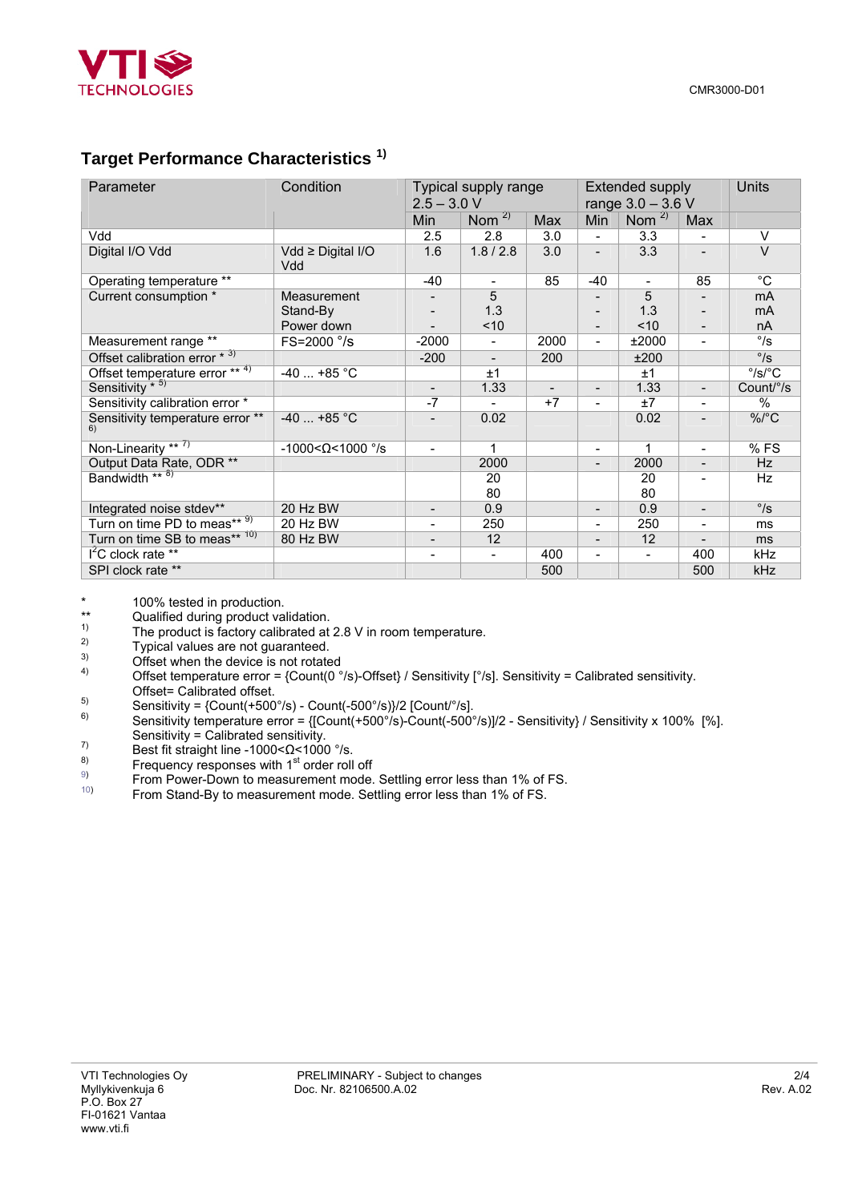## Target Performance Characteristics [1]

| Parameter | Condition | Typical supply range 2.5 – 3.0 V | | | Extended supply range 3.0 – 3.6 V | | | Units |
|---|---|---|---|---|---|---|---|---|
| | | Min | Nom [2] | Max | Min | Nom [2] | Max | |
| Vdd | | 2.5 | 2.8 | 3.0 | - | 3.3 | - | V |
| Digital I/O Vdd | Vdd ≥ Digital I/O Vdd | 1.6 | 1.8 / 2.8 | 3.0 | - | 3.3 | - | V |
| Operating temperature ** | | -40 | - | 85 | -40 | - | 85 | °C |
| Current consumption * | Measurement<br>Stand-By<br>Power down | -<br>-<br>- | 5<br>1.3<br><10 | | -<br>-<br>- | 5<br>1.3<br><10 | -<br>-<br>- | mA<br>mA<br>nA |
| Measurement range ** | FS=2000 °/s | -2000 | - | 2000 | - | ±2000 | - | °/s |
| Offset calibration error * [3] | | -200 | - | 200 | | ±200 | | °/s |
| Offset temperature error ** [4] | -40 ... +85 °C | | ±1 | | | ±1 | | °/s/°C |
| Sensitivity * [5] | | - | 1.33 | - | - | 1.33 | - | Count/°/s |
| Sensitivity calibration error * | | -7 | - | +7 | - | ±7 | - | % |
| Sensitivity temperature error ** [6] | -40 ... +85 °C | - | 0.02 | | - | 0.02 | - | %/°C |
| Non-Linearity ** [7] | -1000<Ω<1000 °/s | - | 1 | | - | 1 | - | % FS |
| Output Data Rate, ODR ** | | | 2000 | | - | 2000 | - | Hz |
| Bandwidth ** [8] | | | 20<br>80 | | | 20<br>80 | - | Hz |
| Integrated noise stdev** | 20 Hz BW | - | 0.9 | | - | 0.9 | - | °/s |
| Turn on time PD to meas** [9] | 20 Hz BW | - | 250 | | - | 250 | - | ms |
| Turn on time SB to meas** [10] | 80 Hz BW | - | 12 | | - | 12 | - | ms |
| $I^2C$ clock rate ** | | - | - | 400 | - | - | 400 | kHz |
| SPI clock rate ** | | | | 500 | | | 500 | kHz |

\* 100% tested in production.
\*\* Qualified during product validation.
1) The product is factory calibrated at 2.8 V in room temperature.
2) Typical values are not guaranteed.
3) Offset when the device is not rotated
4) Offset temperature error = {Count(0 °/s)-Offset} / Sensitivity [°/s]. Sensitivity = Calibrated sensitivity. Offset= Calibrated offset.
5) Sensitivity = {Count(+500°/s) - Count(-500°/s)}/2 [Count/°/s].
6) Sensitivity temperature error = {[Count(+500°/s)-Count(-500°/s)]/2 - Sensitivity} / Sensitivity x 100% [%]. Sensitivity = Calibrated sensitivity.
7) Best fit straight line -1000<Ω<1000 °/s.
8) Frequency responses with 1st order roll off
9) From Power-Down to measurement mode. Settling error less than 1% of FS.
10) From Stand-By to measurement mode. Settling error less than 1% of FS.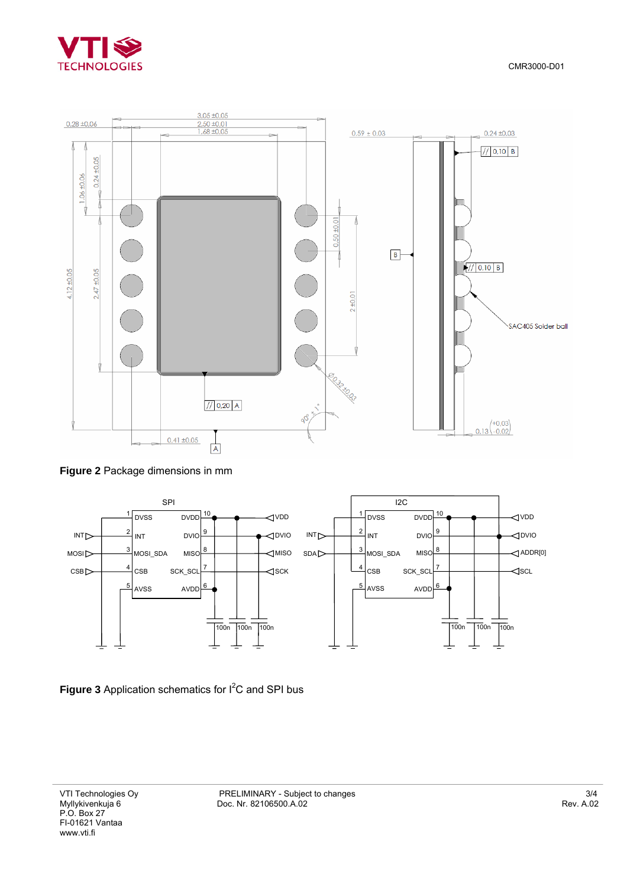**Figure 2** Package dimensions in mm

**Figure 3** Application schematics for I[2]C and SPI bus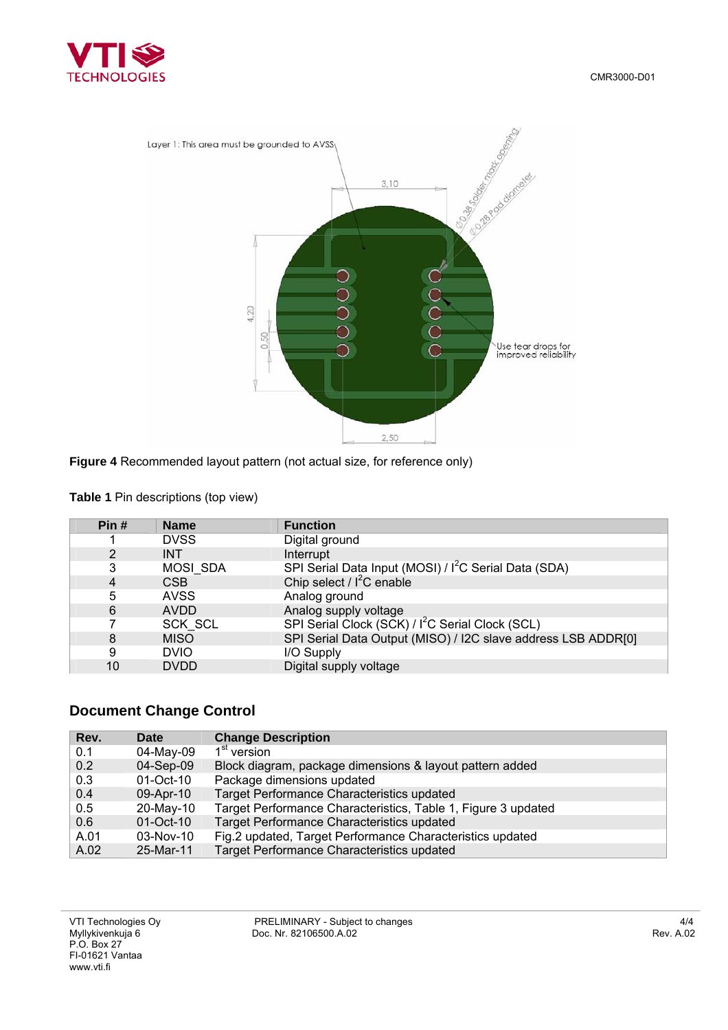Layer 1: This area must be grounded to AVSS

3,10

Ø0.38 Solder mask opening

Ø0.28 Pad diameter

4,20

0,50

Use tear drops for improved reliability

2,50

**Figure 4** Recommended layout pattern (not actual size, for reference only)

**Table 1** Pin descriptions (top view)

| Pin # | Name | Function |
|---|---|---|
| 1 | DVSS | Digital ground |
| 2 | INT | Interrupt |
| 3 | MOSI_SDA | SPI Serial Data Input (MOSI) / I$^2$C Serial Data (SDA) |
| 4 | CSB | Chip select / I$^2$C enable |
| 5 | AVSS | Analog ground |
| 6 | AVDD | Analog supply voltage |
| 7 | SCK_SCL | SPI Serial Clock (SCK) / I$^2$C Serial Clock (SCL) |
| 8 | MISO | SPI Serial Data Output (MISO) / I2C slave address LSB ADDR[0] |
| 9 | DVIO | I/O Supply |
| 10 | DVDD | Digital supply voltage |

## Document Change Control

| Rev. | Date | Change Description |
|---|---|---|
| 0.1 | 04-May-09 | 1st version |
| 0.2 | 04-Sep-09 | Block diagram, package dimensions & layout pattern added |
| 0.3 | 01-Oct-10 | Package dimensions updated |
| 0.4 | 09-Apr-10 | Target Performance Characteristics updated |
| 0.5 | 20-May-10 | Target Performance Characteristics, Table 1, Figure 3 updated |
| 0.6 | 01-Oct-10 | Target Performance Characteristics updated |
| A.01 | 03-Nov-10 | Fig.2 updated, Target Performance Characteristics updated |
| A.02 | 25-Mar-11 | Target Performance Characteristics updated |